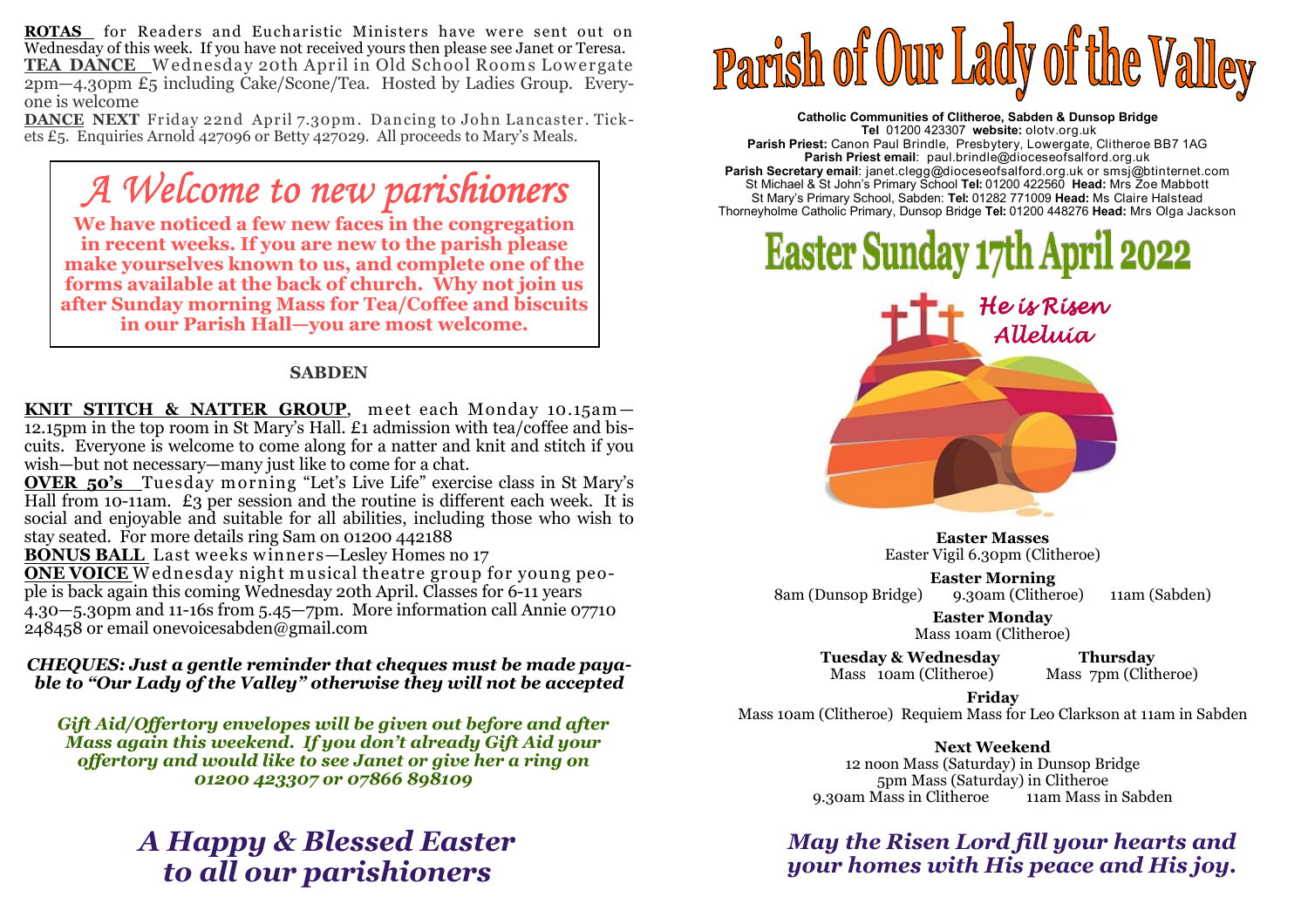**ROTAS** for Readers and Eucharistic Ministers have were sent out on Wednesday of this week. If you have not received yours then please see Janet or Teresa.

**TEA DANCE** Wednesday 20th April in Old School Rooms Lowergate 2pm—4.30pm £5 including Cake/Scone/Tea. Hosted by Ladies Group. Everyone is welcome

**DANCE NEXT** Friday 22nd April 7.30pm. Dancing to John Lancaster. Tickets £5. Enquiries Arnold 427096 or Betty 427029. All proceeds to Mary's Meals.

## *A Welcome to new parishioners*

**We have noticed a few new faces in the congregation in recent weeks. If you are new to the parish please make yourselves known to us, and complete one of the forms available at the back of church. Why not join us after Sunday morning Mass for Tea/Coffee and biscuits in our Parish Hall—you are most welcome.**

### SABDEN

**KNIT STITCH & NATTER GROUP**, meet each Monday 10.15am—12.15pm in the top room in St Mary's Hall. £1 admission with tea/coffee and biscuits. Everyone is welcome to come along for a natter and knit and stitch if you wish—but not necessary—many just like to come for a chat.

**OVER 50's** Tuesday morning "Let's Live Life" exercise class in St Mary's Hall from 10-11am. £3 per session and the routine is different each week. It is social and enjoyable and suitable for all abilities, including those who wish to stay seated. For more details ring Sam on 01200 442188

**BONUS BALL** Last weeks winners—Lesley Homes no 17

**ONE VOICE** Wednesday night musical theatre group for young people is back again this coming Wednesday 20th April. Classes for 6-11 years 4.30—5.30pm and 11-16s from 5.45—7pm. More information call Annie 07710 248458 or email onevoicesabden@gmail.com

***CHEQUES: Just a gentle reminder that cheques must be made payable to "Our Lady of the Valley" otherwise they will not be accepted***

***Gift Aid/Offertory envelopes will be given out before and after Mass again this weekend. If you don't already Gift Aid your offertory and would like to see Janet or give her a ring on 01200 423307 or 07866 898109***

## *A Happy & Blessed Easter to all our parishioners*

# Parish of Our Lady of the Valley

**Catholic Communities of Clitheroe, Sabden & Dunsop Bridge**
**Tel** 01200 423307 **website:** olotv.org.uk
**Parish Priest:** Canon Paul Brindle, Presbytery, Lowergate, Clitheroe BB7 1AG
**Parish Priest email**: paul.brindle@dioceseofsalford.org.uk
**Parish Secretary email**: janet.clegg@dioceseofsalford.org.uk or smsj@btinternet.com
St Michael & St John's Primary School **Tel:** 01200 422560 **Head:** Mrs Zoe Mabbott
St Mary's Primary School, Sabden: **Tel:** 01282 771009 **Head:** Ms Claire Halstead
Thorneyholme Catholic Primary, Dunsop Bridge **Tel:** 01200 448276 **Head:** Mrs Olga Jackson

# Easter Sunday 17th April 2022

*He is Risen Alleluia*

**Easter Masses**
Easter Vigil 6.30pm (Clitheroe)

**Easter Morning**
8am (Dunsop Bridge) 9.30am (Clitheroe) 11am (Sabden)

**Easter Monday**
Mass 10am (Clitheroe)

**Tuesday & Wednesday**
Mass 10am (Clitheroe)

**Thursday**
Mass 7pm (Clitheroe)

**Friday**
Mass 10am (Clitheroe) Requiem Mass for Leo Clarkson at 11am in Sabden

**Next Weekend**
12 noon Mass (Saturday) in Dunsop Bridge
5pm Mass (Saturday) in Clitheroe
9.30am Mass in Clitheroe 11am Mass in Sabden

## *May the Risen Lord fill your hearts and your homes with His peace and His joy.*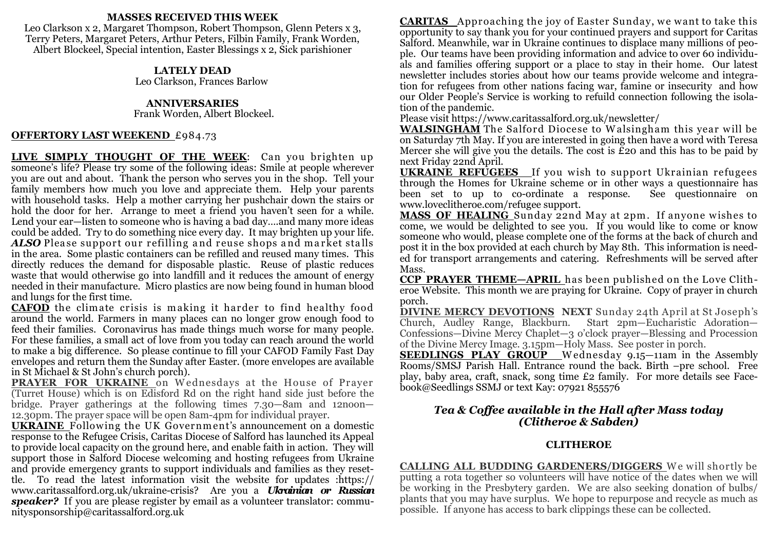**MASSES RECEIVED THIS WEEK**

Leo Clarkson x 2, Margaret Thompson, Robert Thompson, Glenn Peters x 3, Terry Peters, Margaret Peters, Arthur Peters, Filbin Family, Frank Worden, Albert Blockeel, Special intention, Easter Blessings x 2, Sick parishioner

**LATELY DEAD**

Leo Clarkson, Frances Barlow

**ANNIVERSARIES**

Frank Worden, Albert Blockeel.

**OFFERTORY LAST WEEKEND** £984.73

**LIVE SIMPLY THOUGHT OF THE WEEK**: Can you brighten up someone's life? Please try some of the following ideas: Smile at people wherever you are out and about. Thank the person who serves you in the shop. Tell your family members how much you love and appreciate them. Help your parents with household tasks. Help a mother carrying her pushchair down the stairs or hold the door for her. Arrange to meet a friend you haven't seen for a while. Lend your ear—listen to someone who is having a bad day....and many more ideas could be added. Try to do something nice every day. It may brighten up your life. ***ALSO*** Please support our refilling and reuse shops and market stalls in the area. Some plastic containers can be refilled and reused many times. This directly reduces the demand for disposable plastic. Reuse of plastic reduces waste that would otherwise go into landfill and it reduces the amount of energy needed in their manufacture. Micro plastics are now being found in human blood and lungs for the first time.

**CAFOD** the climate crisis is making it harder to find healthy food around the world. Farmers in many places can no longer grow enough food to feed their families. Coronavirus has made things much worse for many people. For these families, a small act of love from you today can reach around the world to make a big difference. So please continue to fill your CAFOD Family Fast Day envelopes and return them the Sunday after Easter. (more envelopes are available in St Michael & St John's church porch).

**PRAYER FOR UKRAINE** on Wednesdays at the House of Prayer (Turret House) which is on Edisford Rd on the right hand side just before the bridge. Prayer gatherings at the following times 7.30—8am and 12noon—12.30pm. The prayer space will be open 8am-4pm for individual prayer.

**UKRAINE** Following the UK Government's announcement on a domestic response to the Refugee Crisis, Caritas Diocese of Salford has launched its Appeal to provide local capacity on the ground here, and enable faith in action. They will support those in Salford Diocese welcoming and hosting refugees from Ukraine and provide emergency grants to support individuals and families as they resettle. To read the latest information visit the website for updates :https://www.caritassalford.org.uk/ukraine-crisis? Are you a ***Ukrainian or Russian speaker?*** If you are please register by email as a volunteer translator: communitysponsorship@caritassalford.org.uk

**CARITAS** Approaching the joy of Easter Sunday, we want to take this opportunity to say thank you for your continued prayers and support for Caritas Salford. Meanwhile, war in Ukraine continues to displace many millions of people. Our teams have been providing information and advice to over 60 individuals and families offering support or a place to stay in their home. Our latest newsletter includes stories about how our teams provide welcome and integration for refugees from other nations facing war, famine or insecurity and how our Older People's Service is working to refuild connection following the isolation of the pandemic.

Please visit https://www.caritassalford.org.uk/newsletter/

**WALSINGHAM** The Salford Diocese to Walsingham this year will be on Saturday 7th May. If you are interested in going then have a word with Teresa Mercer she will give you the details. The cost is £20 and this has to be paid by next Friday 22nd April.

**UKRAINE REFUGEES** If you wish to support Ukrainian refugees through the Homes for Ukraine scheme or in other ways a questionnaire has been set to up to co-ordinate a response. See questionnaire on www.loveclitheroe.com/refugee support.

**MASS OF HEALING** Sunday 22nd May at 2pm. If anyone wishes to come, we would be delighted to see you. If you would like to come or know someone who would, please complete one of the forms at the back of church and post it in the box provided at each church by May 8th. This information is needed for transport arrangements and catering. Refreshments will be served after Mass.

**CCP PRAYER THEME—APRIL** has been published on the Love Clitheroe Website. This month we are praying for Ukraine. Copy of prayer in church porch.

**DIVINE MERCY DEVOTIONS NEXT** Sunday 24th April at St Joseph's Church, Audley Range, Blackburn. Start 2pm—Eucharistic Adoration—Confessions—Divine Mercy Chaplet—3 o'clock prayer—Blessing and Procession of the Divine Mercy Image. 3.15pm—Holy Mass. See poster in porch.

**SEEDLINGS PLAY GROUP** Wednesday 9.15—11am in the Assembly Rooms/SMSJ Parish Hall. Entrance round the back. Birth –pre school. Free play, baby area, craft, snack, song time £2 family. For more details see Facebook@Seedlings SSMJ or text Kay: 07921 855576

***Tea & Coffee available in the Hall after Mass today (Clitheroe & Sabden)***

**CLITHEROE**

**CALLING ALL BUDDING GARDENERS/DIGGERS** We will shortly be putting a rota together so volunteers will have notice of the dates when we will be working in the Presbytery garden. We are also seeking donation of bulbs/plants that you may have surplus. We hope to repurpose and recycle as much as possible. If anyone has access to bark clippings these can be collected.